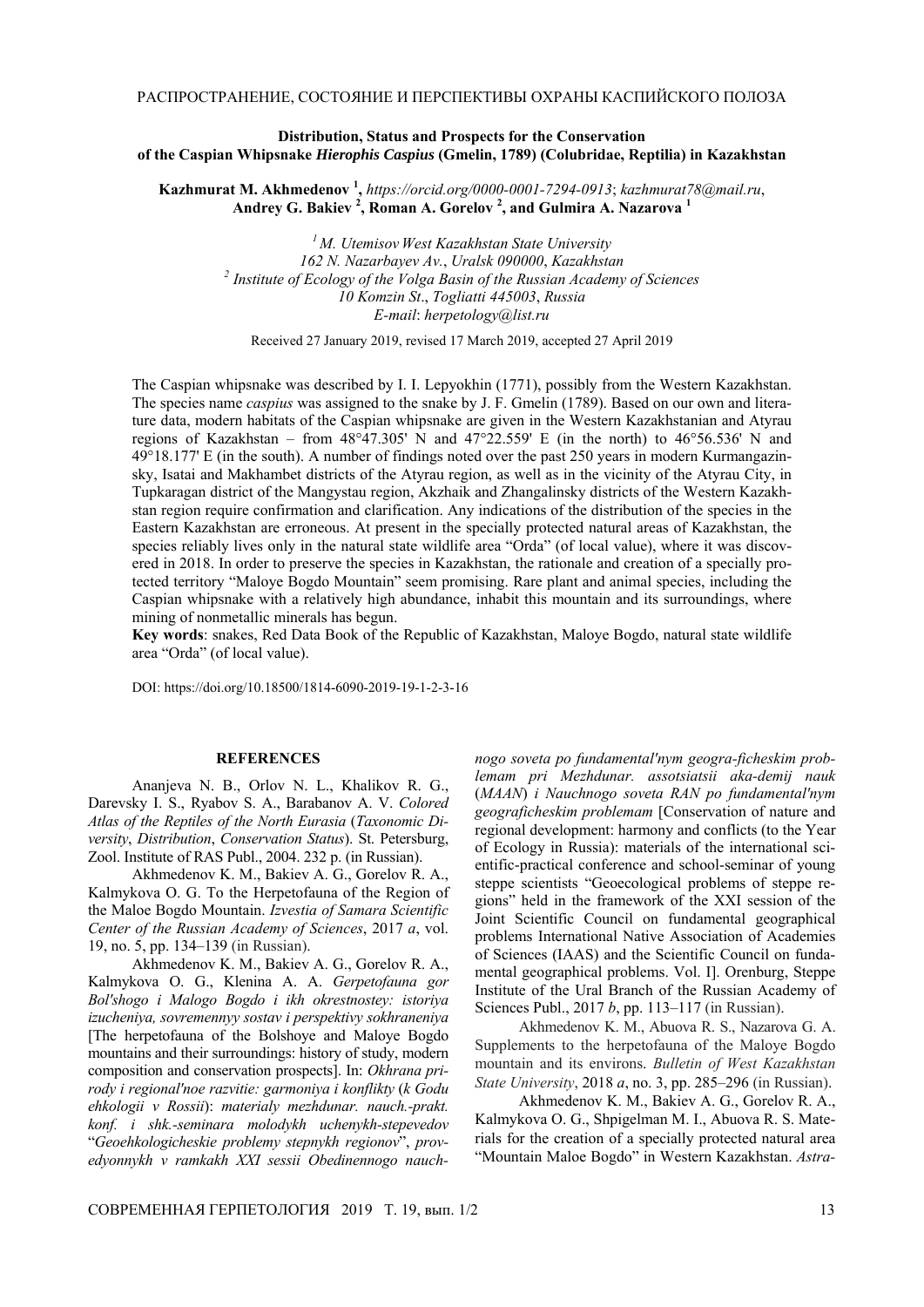РАСПРОСТРАНЕНИЕ, СОСТОЯНИЕ И ПЕРСПЕКТИВЫ ОХРАНЫ КАСПИЙСКОГО ПОЛОЗА

# Distribution, Status and Prospects for the Conservation of the Caspian Whipsnake *Hierophis Caspius* (Gmelin, 1789) (Colubridae, Reptilia) in Kazakhstan

**Kazhmurat M. Akhmedenov [1],** *https://orcid.org/0000-0001-7294-0913*; *kazhmurat78@mail.ru*, **Andrey G. Bakiev [2], Roman A. Gorelov [2], and Gulmira A. Nazarova [1]**

[1] *M. Utemisov West Kazakhstan State University*
*162 N. Nazarbayev Av., Uralsk 090000, Kazakhstan*
[2] *Institute of Ecology of the Volga Basin of the Russian Academy of Sciences*
*10 Komzin St., Togliatti 445003, Russia*
*E-mail*: *herpetology@list.ru*

Received 27 January 2019, revised 17 March 2019, accepted 27 April 2019

The Caspian whipsnake was described by I. I. Lepyokhin (1771), possibly from the Western Kazakhstan. The species name *caspius* was assigned to the snake by J. F. Gmelin (1789). Based on our own and literature data, modern habitats of the Caspian whipsnake are given in the Western Kazakhstanian and Atyrau regions of Kazakhstan – from 48°47.305' N and 47°22.559' E (in the north) to 46°56.536' N and 49°18.177' E (in the south). A number of findings noted over the past 250 years in modern Kurmangazinsky, Isatai and Makhambet districts of the Atyrau region, as well as in the vicinity of the Atyrau City, in Tupkaragan district of the Mangystau region, Akzhaik and Zhangalinsky districts of the Western Kazakhstan region require confirmation and clarification. Any indications of the distribution of the species in the Eastern Kazakhstan are erroneous. At present in the specially protected natural areas of Kazakhstan, the species reliably lives only in the natural state wildlife area "Orda" (of local value), where it was discovered in 2018. In order to preserve the species in Kazakhstan, the rationale and creation of a specially protected territory "Maloye Bogdo Mountain" seem promising. Rare plant and animal species, including the Caspian whipsnake with a relatively high abundance, inhabit this mountain and its surroundings, where mining of nonmetallic minerals has begun.

**Key words**: snakes, Red Data Book of the Republic of Kazakhstan, Maloye Bogdo, natural state wildlife area "Orda" (of local value).

DOI: https://doi.org/10.18500/1814-6090-2019-19-1-2-3-16

## REFERENCES

Ananjeva N. B., Orlov N. L., Khalikov R. G., Darevsky I. S., Ryabov S. A., Barabanov A. V. *Colored Atlas of the Reptiles of the North Eurasia* (*Taxonomic Diversity*, *Distribution*, *Conservation Status*). St. Petersburg, Zool. Institute of RAS Publ., 2004. 232 p. (in Russian).

Akhmedenov K. M., Bakiev A. G., Gorelov R. A., Kalmykova O. G. To the Herpetofauna of the Region of the Maloe Bogdo Mountain. *Izvestia of Samara Scientific Center of the Russian Academy of Sciences*, 2017 *a*, vol. 19, no. 5, pp. 134–139 (in Russian).

Akhmedenov K. M., Bakiev A. G., Gorelov R. A., Kalmykova O. G., Klenina A. A. *Gerpetofauna gor Bol'shogo i Malogo Bogdo i ikh okrestnostey: istoriya izucheniya, sovremennyy sostav i perspektivy sokhraneniya* [The herpetofauna of the Bolshoye and Maloye Bogdo mountains and their surroundings: history of study, modern composition and conservation prospects]. In: *Okhrana prirody i regional'noe razvitie: garmoniya i konflikty* (*k Godu ehkologii v Rossii*): *materialy mezhdunar. nauch.-prakt. konf. i shk.-seminara molodykh uchenykh-stepevedov* "*Geoehkologicheskie problemy stepnykh regionov*", *provedyonnykh v ramkakh XXI sessii Obedinennogo nauchnogo soveta po fundamental'nym geogra-ficheskim problemam pri Mezhdunar. assotsiatsii aka-demij nauk* (*MAAN*) *i Nauchnogo soveta RAN po fundamental'nym geograficheskim problemam* [Conservation of nature and regional development: harmony and conflicts (to the Year of Ecology in Russia): materials of the international scientific-practical conference and school-seminar of young steppe scientists "Geoecological problems of steppe regions" held in the framework of the XXI session of the Joint Scientific Council on fundamental geographical problems International Native Association of Academies of Sciences (IAAS) and the Scientific Council on fundamental geographical problems. Vol. I]. Orenburg, Steppe Institute of the Ural Branch of the Russian Academy of Sciences Publ., 2017 *b*, pp. 113–117 (in Russian).

Akhmedenov K. M., Abuova R. S., Nazarova G. A. Supplements to the herpetofauna of the Maloye Bogdo mountain and its environs. *Bulletin of West Kazakhstan State University*, 2018 *a*, no. 3, pp. 285–296 (in Russian).

Akhmedenov K. M., Bakiev A. G., Gorelov R. A., Kalmykova O. G., Shpigelman M. I., Abuova R. S. Materials for the creation of a specially protected natural area "Mountain Maloe Bogdo" in Western Kazakhstan. *Astra-*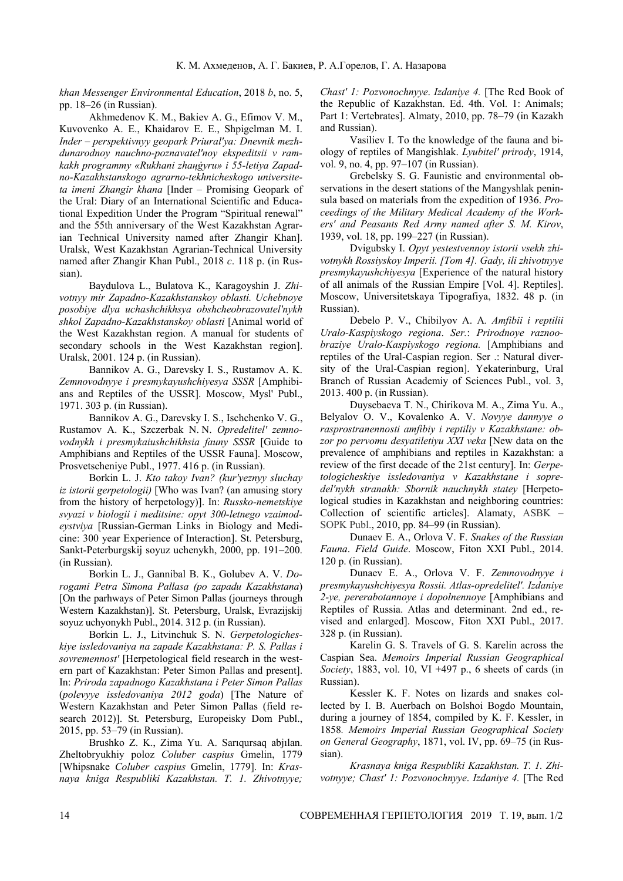*khan Messenger Environmental Education*, 2018 *b*, no. 5, pp. 18–26 (in Russian).

Akhmedenov K. M., Bakiev A. G., Efimov V. M., Kuvovenko A. E., Khaidarov E. E., Shpigelman M. I. *Inder – perspektivnyy geopark Priural'ya: Dnevnik mezhdunarodnoy nauchno-poznavatel'noy ekspeditsii v ramkakh programmy «Rukhani zhaңġyru» i 55-letiya Zapadno-Kazakhstanskogo agrarno-tekhnicheskogo universiteta imeni Zhangir khana* [Inder – Promising Geopark of the Ural: Diary of an International Scientific and Educational Expedition Under the Program "Spiritual renewal" and the 55th anniversary of the West Kazakhstan Agrarian Technical University named after Zhangir Khan]. Uralsk, West Kazakhstan Agrarian-Technical University named after Zhangir Khan Publ., 2018 *c*. 118 p. (in Russian).

Baydulova L., Bulatova K., Karagoyshin J. *Zhivotnyy mir Zapadno-Kazakhstanskoy oblasti. Uchebnoye posobiye dlya uchashchikhsya obshcheobrazovatel'nykh shkol Zapadno-Kazakhstanskoy oblasti* [Animal world of the West Kazakhstan region. A manual for students of secondary schools in the West Kazakhstan region]. Uralsk, 2001. 124 p. (in Russian).

Bannikov A. G., Darevsky I. S., Rustamov A. K. *Zemnovodnyye i presmykayushchiyesya SSSR* [Amphibians and Reptiles of the USSR]. Moscow, Mysl' Publ., 1971. 303 p. (in Russian).

Bannikov A. G., Darevsky I. S., Ischchenko V. G., Rustamov A. K., Szczerbak N. N. *Opredelitel' zemnovodnykh i presmykaiushchikhsia fauny SSSR* [Guide to Amphibians and Reptiles of the USSR Fauna]. Moscow, Prosvetscheniye Publ., 1977. 416 p. (in Russian).

Borkin L. J. *Kto takoy Ivan? (kur'yeznyy sluchay iz istorii gerpetologii)* [Who was Ivan? (an amusing story from the history of herpetology)]. In: *Russko-nemetskiye svyazi v biologii i meditsine: opyt 300-letnego vzaimodeystviya* [Russian-German Links in Biology and Medicine: 300 year Experience of Interaction]. St. Petersburg, Sankt-Peterburgskij soyuz uchenykh, 2000, pp. 191–200. (in Russian).

Borkin L. J., Gannibal B. K., Golubev A. V. *Dorogami Petra Simona Pallasa (po zapadu Kazakhstana*) [On the parhways of Peter Simon Pallas (journeys through Western Kazakhstan)]. St. Petersburg, Uralsk, Evrazijskij soyuz uchyonykh Publ., 2014. 312 p. (in Russian).

Borkin L. J., Litvinchuk S. N. *Gerpetologicheskiye issledovaniya na zapade Kazakhstana: P. S. Pallas i sovremennost'* [Herpetological field research in the western part of Kazakhstan: Peter Simon Pallas and present]. In: *Priroda zapadnogo Kazakhstana i Peter Simon Pallas* (*polevyye issledovaniya 2012 goda*) [The Nature of Western Kazakhstan and Peter Simon Pallas (field research 2012)]. St. Petersburg, Europeisky Dom Publ., 2015, pp. 53–79 (in Russian).

Brushko Z. K., Zima Yu. A. Sarıqursaq abjılan. Zheltobryukhiy poloz *Coluber caspius* Gmelin, 1779 [Whipsnake *Coluber caspius* Gmelin, 1779]. In: *Krasnaya kniga Respubliki Kazakhstan*. *T. 1. Zhivotnyye; Chast' 1: Pozvonochnyye*. *Izdaniye 4.* [The Red Book of the Republic of Kazakhstan. Ed. 4th. Vol. 1: Animals; Part 1: Vertebrates]. Almaty, 2010, pp. 78–79 (in Kazakh and Russian).

Vasiliev I. To the knowledge of the fauna and biology of reptiles of Mangishlak. *Lyubitel' prirody*, 1914, vol. 9, no. 4, pp. 97–107 (in Russian).

Grebelsky S. G. Faunistic and environmental observations in the desert stations of the Mangyshlak peninsula based on materials from the expedition of 1936. *Proceedings of the Military Medical Academy of the Workers' and Peasants Red Army named after S. M. Kirov*, 1939, vol. 18, pp. 199–227 (in Russian).

Dvigubsky I. *Opyt yestestvennoy istorii vsekh zhivotnykh Rossiyskoy Imperii. [Tom 4]. Gady, ili zhivotnyye presmykayushchiyesya* [Experience of the natural history of all animals of the Russian Empire [Vol. 4]. Reptiles]. Moscow, Universitetskaya Tipografiya, 1832. 48 p. (in Russian).

Debelo P. V., Chibilyov A. A*. Amfibii i reptilii Uralo-Kaspiyskogo regiona*. *Ser.*: *Prirodnoye raznoobraziye Uralo-Kaspiyskogo regiona.* [Amphibians and reptiles of the Ural-Caspian region. Ser .: Natural diversity of the Ural-Caspian region]. Yekaterinburg, Ural Branch of Russian Academiy of Sciences Publ., vol. 3, 2013. 400 p. (in Russian).

Duysebaeva T. N., Chirikova M. A., Zima Yu. A., Belyalov O. V., Kovalenko A. V. *Novyye dannyye o rasprostranennosti amfibiy i reptiliy v Kazakhstane: obzor po pervomu desyatiletiyu XXI veka* [New data on the prevalence of amphibians and reptiles in Kazakhstan: a review of the first decade of the 21st century]. In: *Gerpetologicheskiye issledovaniya v Kazakhstane i sopredel'nykh stranakh: Sbornik nauchnykh statey* [Herpetological studies in Kazakhstan and neighboring countries: Collection of scientific articles]. Alamaty, ASBK – SOPK Publ., 2010, pp. 84–99 (in Russian).

Dunaev E. A., Orlova V. F. *Snakes of the Russian Fauna*. *Field Guide*. Moscow, Fiton XXI Publ., 2014. 120 p. (in Russian).

Dunaev E. A., Orlova V. F. *Zemnovodnyye i presmykayushchiyesya Rossii. Atlas-opredelitel'. Izdaniye 2-ye, pererabotannoye i dopolnennoye* [Amphibians and Reptiles of Russia. Atlas and determinant. 2nd ed., revised and enlarged]. Moscow, Fiton XXI Publ., 2017. 328 p. (in Russian).

Karelin G. S. Travels of G. S. Karelin across the Caspian Sea. *Memoirs Imperial Russian Geographical Society*, 1883, vol. 10, VI +497 p., 6 sheets of cards (in Russian).

Kessler K. F. Notes on lizards and snakes collected by I. B. Auerbach on Bolshoi Bogdo Mountain, during a journey of 1854, compiled by K. F. Kessler, in 1858*. Memoirs Imperial Russian Geographical Society on General Geography*, 1871, vol. IV, pp. 69–75 (in Russian).

*Krasnaya kniga Respubliki Kazakhstan. T. 1. Zhivotnyye; Chast' 1: Pozvonochnyye*. *Izdaniye 4.* [The Red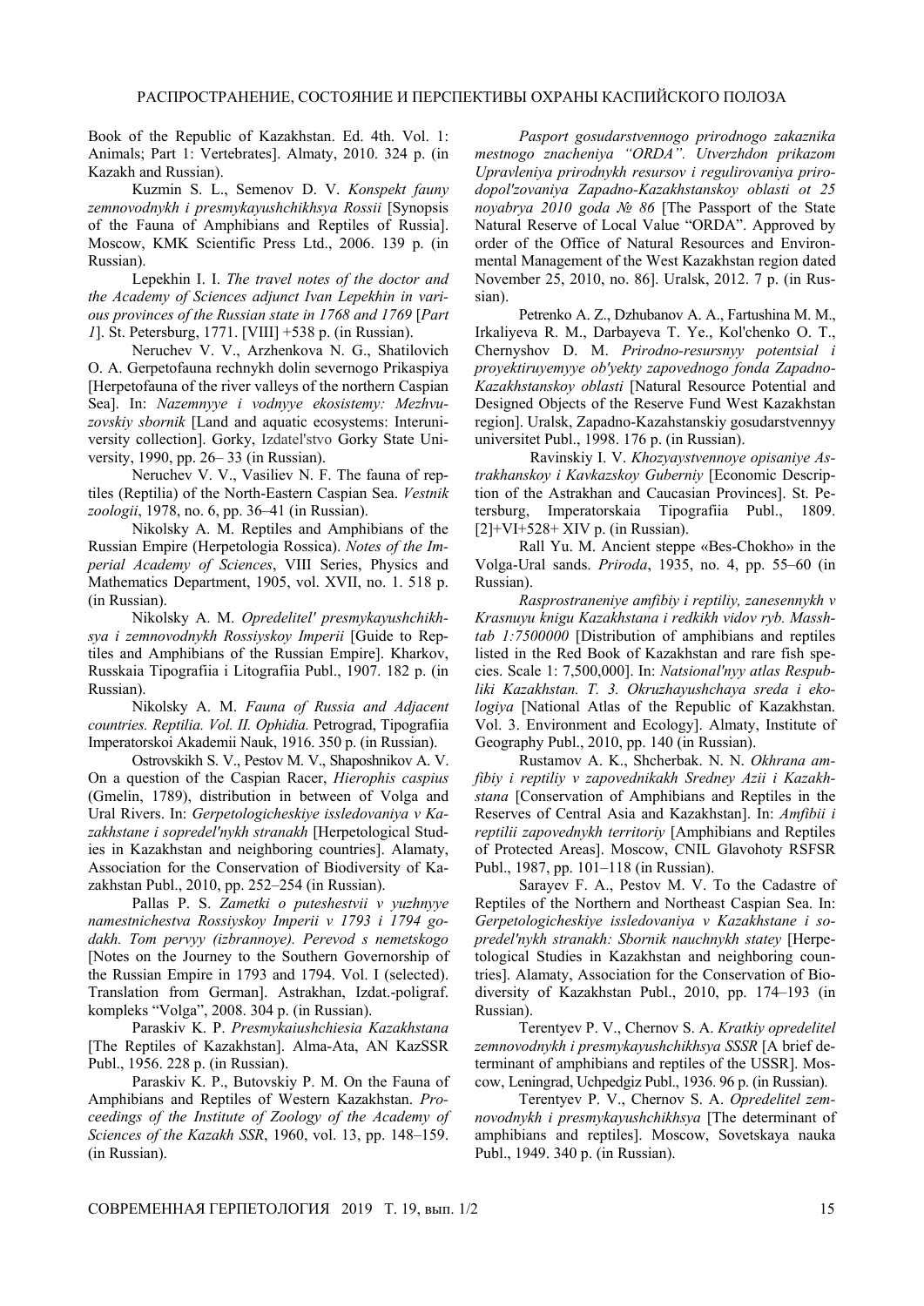Book of the Republic of Kazakhstan. Ed. 4th. Vol. 1: Animals; Part 1: Vertebrates]. Almaty, 2010. 324 p. (in Kazakh and Russian).

Kuzmin S. L., Semenov D. V. *Konspekt fauny zemnovodnykh i presmykayushchikhsya Rossii* [Synopsis of the Fauna of Amphibians and Reptiles of Russia]. Moscow, KMK Scientific Press Ltd., 2006. 139 p. (in Russian).

Lepekhin I. I. *The travel notes of the doctor and the Academy of Sciences adjunct Ivan Lepekhin in various provinces of the Russian state in 1768 and 1769* [*Part 1*]. St. Petersburg, 1771. [VIII] +538 p. (in Russian).

Neruchev V. V., Arzhenkova N. G., Shatilovich O. A. Gerpetofauna rechnykh dolin severnogo Prikaspiya [Herpetofauna of the river valleys of the northern Caspian Sea]. In: *Nazemnyye i vodnyye ekosistemy: Mezhvuzovskiy sbornik* [Land and aquatic ecosystems: Interuniversity collection]. Gorky, Izdatel'stvo Gorky State University, 1990, pp. 26– 33 (in Russian).

Neruchev V. V., Vasiliev N. F. The fauna of reptiles (Reptilia) of the North-Eastern Caspian Sea. *Vestnik zoologii*, 1978, no. 6, pp. 36–41 (in Russian).

Nikolsky A. M. Reptiles and Amphibians of the Russian Empire (Herpetologia Rossica). *Notes of the Imperial Academy of Sciences*, VIII Series, Physics and Mathematics Department, 1905, vol. XVII, no. 1. 518 p. (in Russian).

Nikolsky A. M. *Opredelitel' presmykayushchikhsya i zemnovodnykh Rossiyskoy Imperii* [Guide to Reptiles and Amphibians of the Russian Empire]. Kharkov, Russkaia Tipografiia i Litografiia Publ., 1907. 182 p. (in Russian).

Nikolsky A. M. *Fauna of Russia and Adjacent countries. Reptilia. Vol. II. Ophidia.* Petrograd, Tipografiia Imperatorskoi Akademii Nauk, 1916. 350 p. (in Russian).

Ostrovskikh S. V., Pestov M. V., Shaposhnikov A. V. On a question of the Caspian Racer, *Hierophis caspius* (Gmelin, 1789), distribution in between of Volga and Ural Rivers. In: *Gerpetologicheskiye issledovaniya v Kazakhstane i sopredel'nykh stranakh* [Herpetological Studies in Kazakhstan and neighboring countries]. Alamaty, Association for the Conservation of Biodiversity of Kazakhstan Publ., 2010, pp. 252–254 (in Russian).

Pallas P. S. *Zametki o puteshestvii v yuzhnyye namestnichestva Rossiyskoy Imperii v 1793 i 1794 godakh. Tom pervyy (izbrannoye). Perevod s nemetskogo* [Notes on the Journey to the Southern Governorship of the Russian Empire in 1793 and 1794. Vol. I (selected). Translation from German]. Astrakhan, Izdat.-poligraf. kompleks “Volga”, 2008. 304 p. (in Russian).

Paraskiv K. P. *Presmykaiushchiesia Kazakhstana* [The Reptiles of Kazakhstan]. Alma-Ata, AN KazSSR Publ., 1956. 228 p. (in Russian).

Paraskiv K. P., Butovskiy P. M. On the Fauna of Amphibians and Reptiles of Western Kazakhstan. *Proceedings of the Institute of Zoology of the Academy of Sciences of the Kazakh SSR*, 1960, vol. 13, pp. 148–159. (in Russian).

*Pasport gosudarstvennogo prirodnogo zakaznika mestnogo znacheniya “ORDA”. Utverzhdon prikazom Upravleniya prirodnykh resursov i regulirovaniya prirodopol'zovaniya Zapadno-Kazakhstanskoy oblasti ot 25 noyabrya 2010 goda № 86* [The Passport of the State Natural Reserve of Local Value “ORDA”. Approved by order of the Office of Natural Resources and Environmental Management of the West Kazakhstan region dated November 25, 2010, no. 86]. Uralsk, 2012. 7 p. (in Russian).

Petrenko A. Z., Dzhubanov A. A., Fartushina M. M., Irkaliyeva R. M., Darbayeva T. Ye., Kol'chenko O. T., Chernyshov D. M. *Prirodno-resursnyy potentsial i proyektiruyemyye ob'yekty zapovednogo fonda Zapadno-Kazakhstanskoy oblasti* [Natural Resource Potential and Designed Objects of the Reserve Fund West Kazakhstan region]. Uralsk, Zapadno-Kazakhstanskiy gosudarstvennyy universitet Publ., 1998. 176 p. (in Russian).

Ravinskiy I. V. *Khozyaystvennoye opisaniye Astrakhanskoy i Kavkazskoy Guberniy* [Economic Description of the Astrakhan and Caucasian Provinces]. St. Petersburg, Imperatorskaia Tipografiia Publ., 1809. [2]+VI+528+ XIV p. (in Russian).

Rall Yu. M. Ancient steppe «Bes-Chokho» in the Volga-Ural sands. *Priroda*, 1935, no. 4, pp. 55–60 (in Russian).

*Rasprostraneniye amfibiy i reptiliy, zanesennykh v Krasnuyu knigu Kazakhstana i redkikh vidov ryb. Masshtab 1:7500000* [Distribution of amphibians and reptiles listed in the Red Book of Kazakhstan and rare fish species. Scale 1: 7,500,000]. In: *Natsional'nyy atlas Respubliki Kazakhstan. T. 3. Okruzhayushchaya sreda i ekologiya* [National Atlas of the Republic of Kazakhstan. Vol. 3. Environment and Ecology]. Almaty, Institute of Geography Publ., 2010, pp. 140 (in Russian).

Rustamov A. K., Shcherbak. N. N. *Okhrana amfibiy i reptiliy v zapovednikakh Sredney Azii i Kazakhstana* [Conservation of Amphibians and Reptiles in the Reserves of Central Asia and Kazakhstan]. In: *Amfibii i reptilii zapovednykh territoriy* [Amphibians and Reptiles of Protected Areas]. Moscow, CNIL Glavohoty RSFSR Publ., 1987, pp. 101–118 (in Russian).

Sarayev F. A., Pestov M. V. To the Cadastre of Reptiles of the Northern and Northeast Caspian Sea. In: *Gerpetologicheskiye issledovaniya v Kazakhstane i sopredel'nykh stranakh: Sbornik nauchnykh statey* [Herpetological Studies in Kazakhstan and neighboring countries]. Alamaty, Association for the Conservation of Biodiversity of Kazakhstan Publ., 2010, pp. 174–193 (in Russian).

Terentyev P. V., Chernov S. A. *Kratkiy opredelitel zemnovodnykh i presmykayushchikhsya SSSR* [A brief determinant of amphibians and reptiles of the USSR]. Moscow, Leningrad, Uchpedgiz Publ., 1936. 96 p. (in Russian).

Terentyev P. V., Chernov S. A. *Opredelitel zemnovodnykh i presmykayushchikhsya* [The determinant of amphibians and reptiles]. Moscow, Sovetskaya nauka Publ., 1949. 340 p. (in Russian).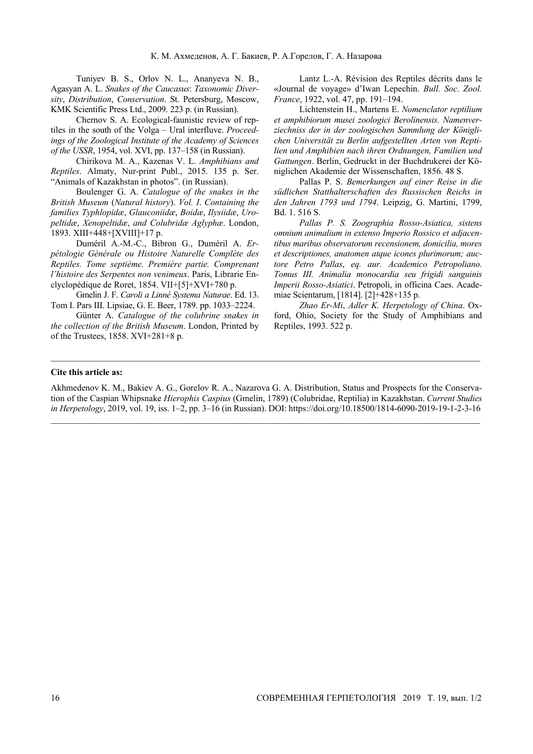Tuniyev B. S., Orlov N. L., Ananyeva N. B., Agasyan A. L. *Snakes of the Caucasus*: *Taxonomic Diversity*, *Distribution*, *Conservation*. St. Petersburg, Moscow, KMK Scientific Press Ltd., 2009. 223 p. (in Russian).

Chernov S. A. Ecological-faunistic review of reptiles in the south of the Volga – Ural interfluve. *Proceedings of the Zoological Institute of the Academy of Sciences of the USSR*, 1954, vol. XVI, pp. 137–158 (in Russian).

Chirikova M. A., Kazenas V. L. *Amphibians and Reptiles*. Almaty, Nur-print Publ., 2015. 135 p. Ser. "Animals of Kazakhstan in photos". (in Russian).

Boulenger G. A. *Catalogue of the snakes in the British Museum* (*Natural history*). *Vol. I*. *Containing the families Typhlopidæ*, *Glauconiidæ*, *Boidæ*, *Ilysiidæ*, *Uropeltidæ*, *Xenopeltidæ*, *and Colubridæ Aglyphæ*. London, 1893. XIII+448+[XVIII]+17 p.

Duméril A.-M.-C., Bibron G., Duméril A. *Erpétologie Générale ou Histoire Naturelle Complète des Reptiles. Tome septième. Première partie. Comprenant l'histoire des Serpentes non venimeux*. Paris, Librarie Enclyclopédique de Roret, 1854. VII+[5]+XVI+780 p.

Gmelin J. F. *Caroli a Linné Systema Naturae*. Ed. 13. Tom I. Pars III. Lipsiae, G. E. Beer, 1789. pp. 1033–2224.

Günter A. *Catalogue of the colubrine snakes in the collection of the British Museum*. London, Printed by of the Trustees, 1858. XVI+281+8 p.

Lantz L.-A. Révision des Reptiles décrits dans le «Journal de voyage» d'Iwan Lepechin. *Bull. Soc. Zool. France*, 1922, vol. 47, pp. 191–194.

Lichtenstein H., Martens E. *Nomenclator reptilium et amphibiorum musei zoologici Berolinensis. Namenverziechniss der in der zoologischen Sammlung der Königlichen Universität zu Berlin aufgestellten Arten von Reptilien und Amphibien nach ihren Ordnungen, Familien und Gattungen*. Berlin, Gedruckt in der Buchdrukerei der Königlichen Akademie der Wissenschaften, 1856. 48 S.

Pallas P. S. *Bemerkungen auf einer Reise in die südlichen Statthalterschaften des Russischen Reichs in den Jahren 1793 und 1794*. Leipzig, G. Martini, 1799, Bd. 1. 516 S.

*Pallas P. S. Zoographia Rosso-Asiatica, sistens omnium animalium in extenso Imperio Rossico et adjacentibus maribus observatorum recensionem, domicilia, mores et descriptiones, anatomen atque icones plurimorum; auctore Petro Pallas*, *eq. aur. Academico Petropoliano. Tomus III. Animalia monocardia seu frigidi sanguinis Imperii Rosso-Asiatici*. Petropoli, in officina Caes. Academiae Scientarum, [1814]. [2]+428+135 p.

*Zhao Er-Mi*, *Adler K. Herpetology of China*. Oxford, Ohio, Society for the Study of Amphibians and Reptiles, 1993. 522 p.

---

**Cite this article as:**

Akhmedenov K. M., Bakiev A. G., Gorelov R. A., Nazarova G. A. Distribution, Status and Prospects for the Conservation of the Caspian Whipsnake *Hierophis Caspius* (Gmelin, 1789) (Colubridae, Reptilia) in Kazakhstan. *Current Studies in Herpetology*, 2019, vol. 19, iss. 1–2, pp. 3–16 (in Russian). DOI: https://doi.org/10.18500/1814-6090-2019-19-1-2-3-16

---